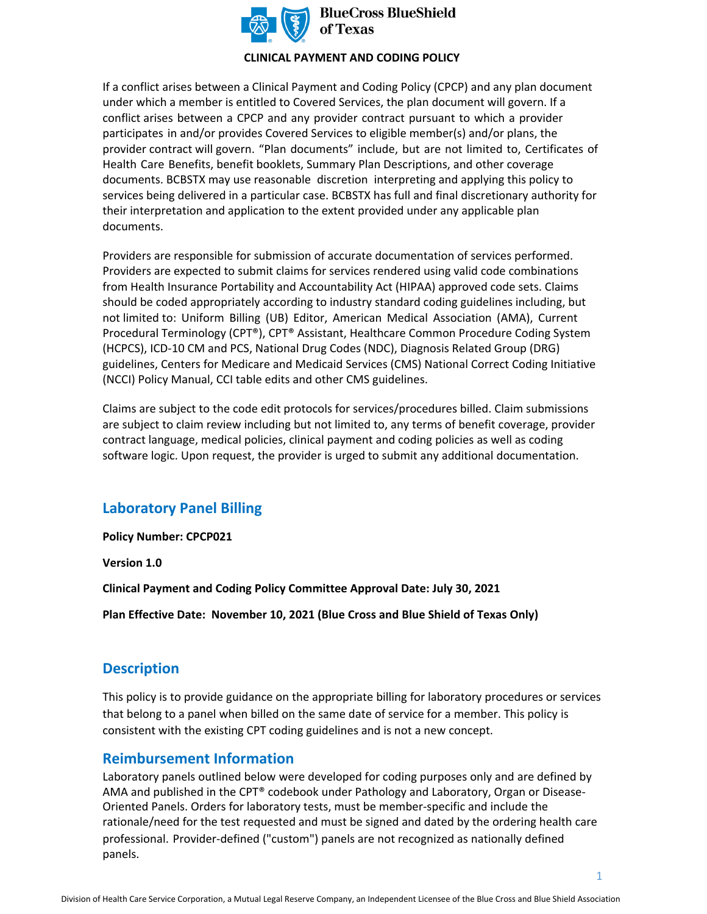**CLINICAL PAYMENT AND CODING POLICY**

If a conflict arises between a Clinical Payment and Coding Policy (CPCP) and any plan document under which a member is entitled to Covered Services, the plan document will govern. If a conflict arises between a CPCP and any provider contract pursuant to which a provider participates in and/or provides Covered Services to eligible member(s) and/or plans, the provider contract will govern. "Plan documents" include, but are not limited to, Certificates of Health Care Benefits, benefit booklets, Summary Plan Descriptions, and other coverage documents. BCBSTX may use reasonable discretion interpreting and applying this policy to services being delivered in a particular case. BCBSTX has full and final discretionary authority for their interpretation and application to the extent provided under any applicable plan documents.

Providers are responsible for submission of accurate documentation of services performed. Providers are expected to submit claims for services rendered using valid code combinations from Health Insurance Portability and Accountability Act (HIPAA) approved code sets. Claims should be coded appropriately according to industry standard coding guidelines including, but not limited to: Uniform Billing (UB) Editor, American Medical Association (AMA), Current Procedural Terminology (CPT®), CPT® Assistant, Healthcare Common Procedure Coding System (HCPCS), ICD-10 CM and PCS, National Drug Codes (NDC), Diagnosis Related Group (DRG) guidelines, Centers for Medicare and Medicaid Services (CMS) National Correct Coding Initiative (NCCI) Policy Manual, CCI table edits and other CMS guidelines.

Claims are subject to the code edit protocols for services/procedures billed. Claim submissions are subject to claim review including but not limited to, any terms of benefit coverage, provider contract language, medical policies, clinical payment and coding policies as well as coding software logic. Upon request, the provider is urged to submit any additional documentation.

## Laboratory Panel Billing

**Policy Number: CPCP021**

**Version 1.0**

**Clinical Payment and Coding Policy Committee Approval Date: July 30, 2021**

**Plan Effective Date: November 10, 2021 (Blue Cross and Blue Shield of Texas Only)**

## Description

This policy is to provide guidance on the appropriate billing for laboratory procedures or services that belong to a panel when billed on the same date of service for a member. This policy is consistent with the existing CPT coding guidelines and is not a new concept.

## Reimbursement Information

Laboratory panels outlined below were developed for coding purposes only and are defined by AMA and published in the CPT® codebook under Pathology and Laboratory, Organ or Disease-Oriented Panels. Orders for laboratory tests, must be member-specific and include the rationale/need for the test requested and must be signed and dated by the ordering health care professional. Provider-defined ("custom") panels are not recognized as nationally defined panels.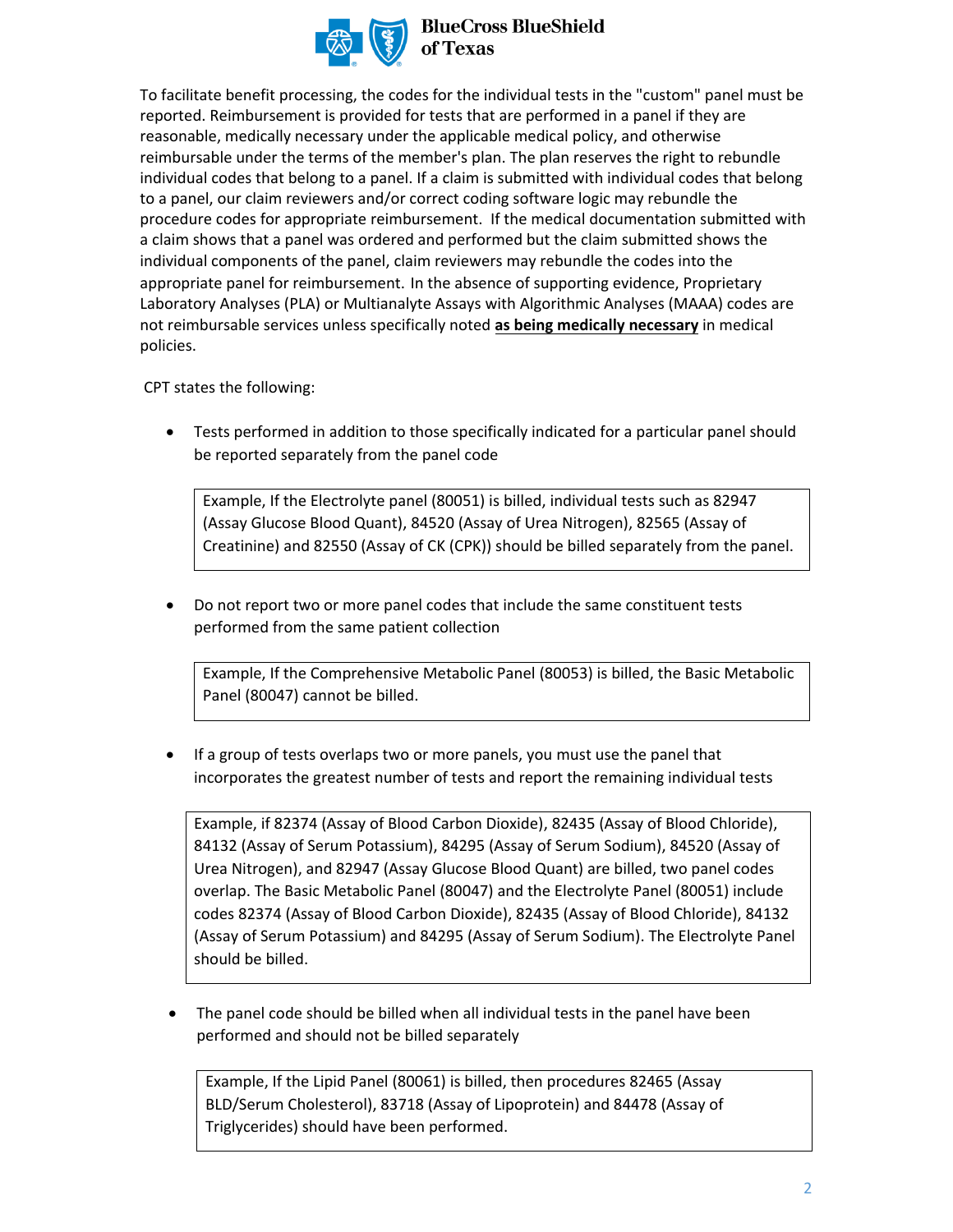To facilitate benefit processing, the codes for the individual tests in the "custom" panel must be reported. Reimbursement is provided for tests that are performed in a panel if they are reasonable, medically necessary under the applicable medical policy, and otherwise reimbursable under the terms of the member's plan. The plan reserves the right to rebundle individual codes that belong to a panel. If a claim is submitted with individual codes that belong to a panel, our claim reviewers and/or correct coding software logic may rebundle the procedure codes for appropriate reimbursement. If the medical documentation submitted with a claim shows that a panel was ordered and performed but the claim submitted shows the individual components of the panel, claim reviewers may rebundle the codes into the appropriate panel for reimbursement. In the absence of supporting evidence, Proprietary Laboratory Analyses (PLA) or Multianalyte Assays with Algorithmic Analyses (MAAA) codes are not reimbursable services unless specifically noted **as being medically necessary** in medical policies.

CPT states the following:

- Tests performed in addition to those specifically indicated for a particular panel should be reported separately from the panel code

  > Example, If the Electrolyte panel (80051) is billed, individual tests such as 82947 (Assay Glucose Blood Quant), 84520 (Assay of Urea Nitrogen), 82565 (Assay of Creatinine) and 82550 (Assay of CK (CPK)) should be billed separately from the panel.

- Do not report two or more panel codes that include the same constituent tests performed from the same patient collection

  > Example, If the Comprehensive Metabolic Panel (80053) is billed, the Basic Metabolic Panel (80047) cannot be billed.

- If a group of tests overlaps two or more panels, you must use the panel that incorporates the greatest number of tests and report the remaining individual tests

  > Example, if 82374 (Assay of Blood Carbon Dioxide), 82435 (Assay of Blood Chloride), 84132 (Assay of Serum Potassium), 84295 (Assay of Serum Sodium), 84520 (Assay of Urea Nitrogen), and 82947 (Assay Glucose Blood Quant) are billed, two panel codes overlap. The Basic Metabolic Panel (80047) and the Electrolyte Panel (80051) include codes 82374 (Assay of Blood Carbon Dioxide), 82435 (Assay of Blood Chloride), 84132 (Assay of Serum Potassium) and 84295 (Assay of Serum Sodium). The Electrolyte Panel should be billed.

- The panel code should be billed when all individual tests in the panel have been performed and should not be billed separately

  > Example, If the Lipid Panel (80061) is billed, then procedures 82465 (Assay BLD/Serum Cholesterol), 83718 (Assay of Lipoprotein) and 84478 (Assay of Triglycerides) should have been performed.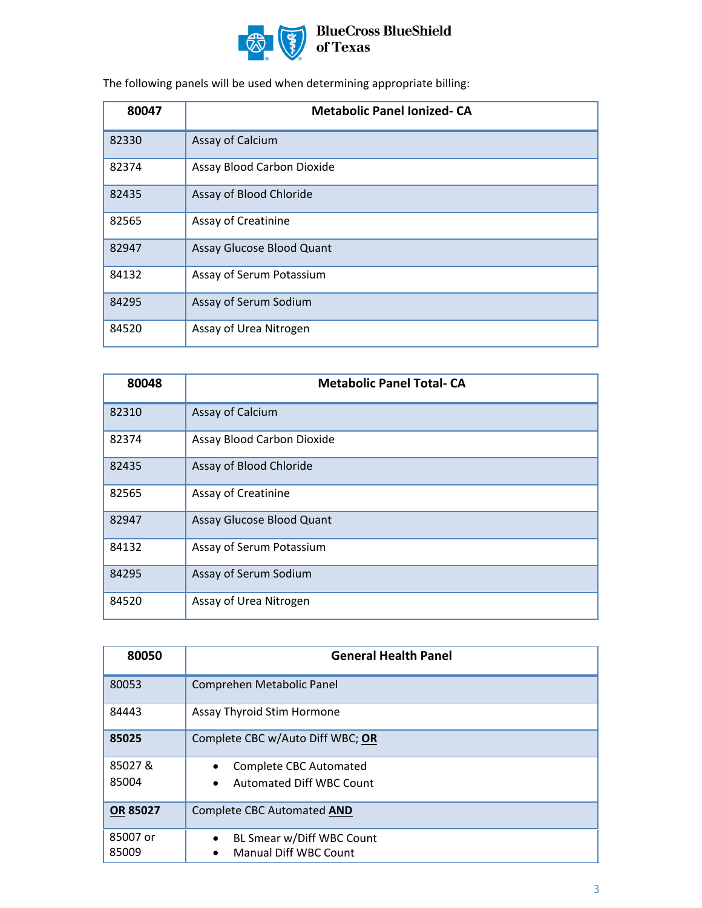The following panels will be used when determining appropriate billing:

| 80047 | Metabolic Panel Ionized- CA |
|---|---|
| 82330 | Assay of Calcium |
| 82374 | Assay Blood Carbon Dioxide |
| 82435 | Assay of Blood Chloride |
| 82565 | Assay of Creatinine |
| 82947 | Assay Glucose Blood Quant |
| 84132 | Assay of Serum Potassium |
| 84295 | Assay of Serum Sodium |
| 84520 | Assay of Urea Nitrogen |

| 80048 | Metabolic Panel Total- CA |
|---|---|
| 82310 | Assay of Calcium |
| 82374 | Assay Blood Carbon Dioxide |
| 82435 | Assay of Blood Chloride |
| 82565 | Assay of Creatinine |
| 82947 | Assay Glucose Blood Quant |
| 84132 | Assay of Serum Potassium |
| 84295 | Assay of Serum Sodium |
| 84520 | Assay of Urea Nitrogen |

| 80050 | General Health Panel |
|---|---|
| 80053 | Comprehen Metabolic Panel |
| 84443 | Assay Thyroid Stim Hormone |
| **85025** | Complete CBC w/Auto Diff WBC; **OR** |
| 85027 & 85004 | • Complete CBC Automated<br>• Automated Diff WBC Count |
| **OR 85027** | Complete CBC Automated **AND** |
| 85007 or 85009 | • BL Smear w/Diff WBC Count<br>• Manual Diff WBC Count |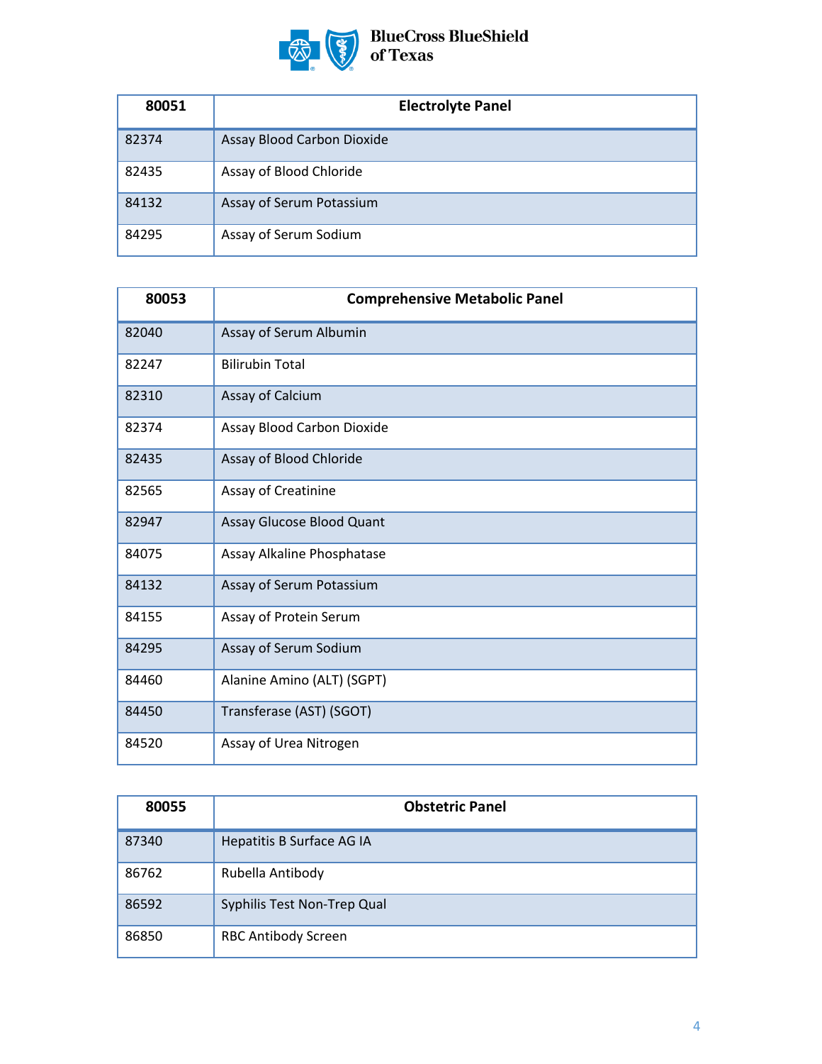| 80051 | Electrolyte Panel |
| --- | --- |
| 82374 | Assay Blood Carbon Dioxide |
| 82435 | Assay of Blood Chloride |
| 84132 | Assay of Serum Potassium |
| 84295 | Assay of Serum Sodium |

| 80053 | Comprehensive Metabolic Panel |
| --- | --- |
| 82040 | Assay of Serum Albumin |
| 82247 | Bilirubin Total |
| 82310 | Assay of Calcium |
| 82374 | Assay Blood Carbon Dioxide |
| 82435 | Assay of Blood Chloride |
| 82565 | Assay of Creatinine |
| 82947 | Assay Glucose Blood Quant |
| 84075 | Assay Alkaline Phosphatase |
| 84132 | Assay of Serum Potassium |
| 84155 | Assay of Protein Serum |
| 84295 | Assay of Serum Sodium |
| 84460 | Alanine Amino (ALT) (SGPT) |
| 84450 | Transferase (AST) (SGOT) |
| 84520 | Assay of Urea Nitrogen |

| 80055 | Obstetric Panel |
| --- | --- |
| 87340 | Hepatitis B Surface AG IA |
| 86762 | Rubella Antibody |
| 86592 | Syphilis Test Non-Trep Qual |
| 86850 | RBC Antibody Screen |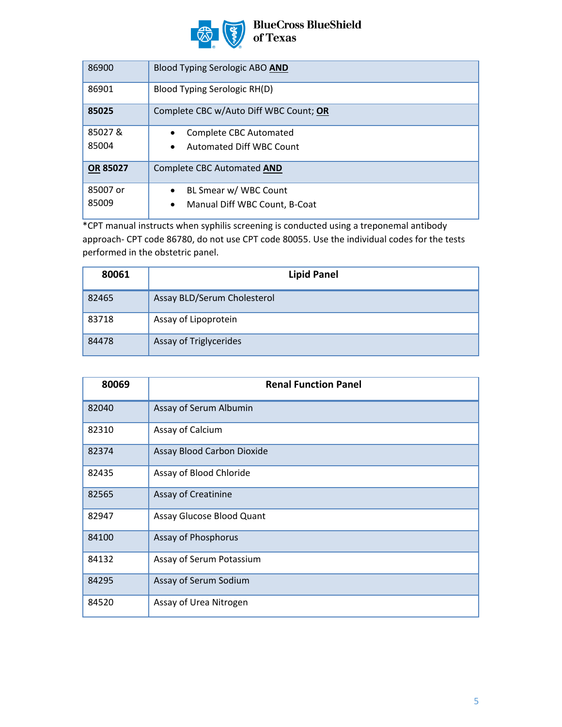| | |
|---|---|
| 86900 | Blood Typing Serologic ABO **AND** |
| 86901 | Blood Typing Serologic RH(D) |
| **85025** | Complete CBC w/Auto Diff WBC Count; **OR** |
| 85027 & 85004 | • Complete CBC Automated<br>• Automated Diff WBC Count |
| **OR 85027** | Complete CBC Automated **AND** |
| 85007 or 85009 | • BL Smear w/ WBC Count<br>• Manual Diff WBC Count, B-Coat |

*CPT manual instructs when syphilis screening is conducted using a treponemal antibody approach- CPT code 86780, do not use CPT code 80055. Use the individual codes for the tests performed in the obstetric panel.

| 80061 | Lipid Panel |
|---|---|
| 82465 | Assay BLD/Serum Cholesterol |
| 83718 | Assay of Lipoprotein |
| 84478 | Assay of Triglycerides |

| 80069 | Renal Function Panel |
|---|---|
| 82040 | Assay of Serum Albumin |
| 82310 | Assay of Calcium |
| 82374 | Assay Blood Carbon Dioxide |
| 82435 | Assay of Blood Chloride |
| 82565 | Assay of Creatinine |
| 82947 | Assay Glucose Blood Quant |
| 84100 | Assay of Phosphorus |
| 84132 | Assay of Serum Potassium |
| 84295 | Assay of Serum Sodium |
| 84520 | Assay of Urea Nitrogen |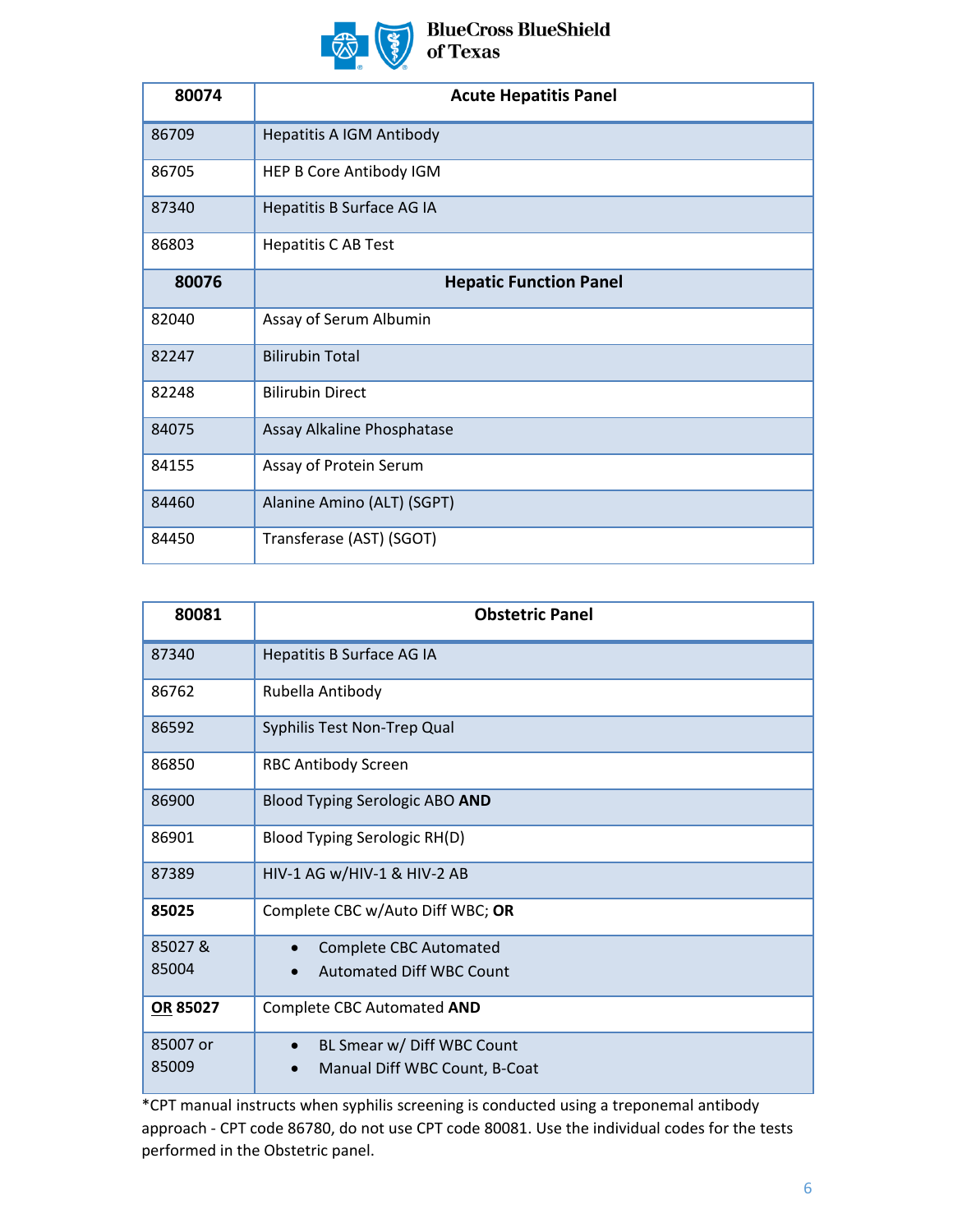| 80074 | Acute Hepatitis Panel |
| --- | --- |
| 86709 | Hepatitis A IGM Antibody |
| 86705 | HEP B Core Antibody IGM |
| 87340 | Hepatitis B Surface AG IA |
| 86803 | Hepatitis C AB Test |
| **80076** | **Hepatic Function Panel** |
| 82040 | Assay of Serum Albumin |
| 82247 | Bilirubin Total |
| 82248 | Bilirubin Direct |
| 84075 | Assay Alkaline Phosphatase |
| 84155 | Assay of Protein Serum |
| 84460 | Alanine Amino (ALT) (SGPT) |
| 84450 | Transferase (AST) (SGOT) |

| 80081 | Obstetric Panel |
| --- | --- |
| 87340 | Hepatitis B Surface AG IA |
| 86762 | Rubella Antibody |
| 86592 | Syphilis Test Non-Trep Qual |
| 86850 | RBC Antibody Screen |
| 86900 | Blood Typing Serologic ABO **AND** |
| 86901 | Blood Typing Serologic RH(D) |
| 87389 | HIV-1 AG w/HIV-1 & HIV-2 AB |
| **85025** | Complete CBC w/Auto Diff WBC; **OR** |
| 85027 & 85004 | • Complete CBC Automated<br>• Automated Diff WBC Count |
| **OR 85027** | Complete CBC Automated **AND** |
| 85007 or 85009 | • BL Smear w/ Diff WBC Count<br>• Manual Diff WBC Count, B-Coat |

*CPT manual instructs when syphilis screening is conducted using a treponemal antibody approach - CPT code 86780, do not use CPT code 80081. Use the individual codes for the tests performed in the Obstetric panel.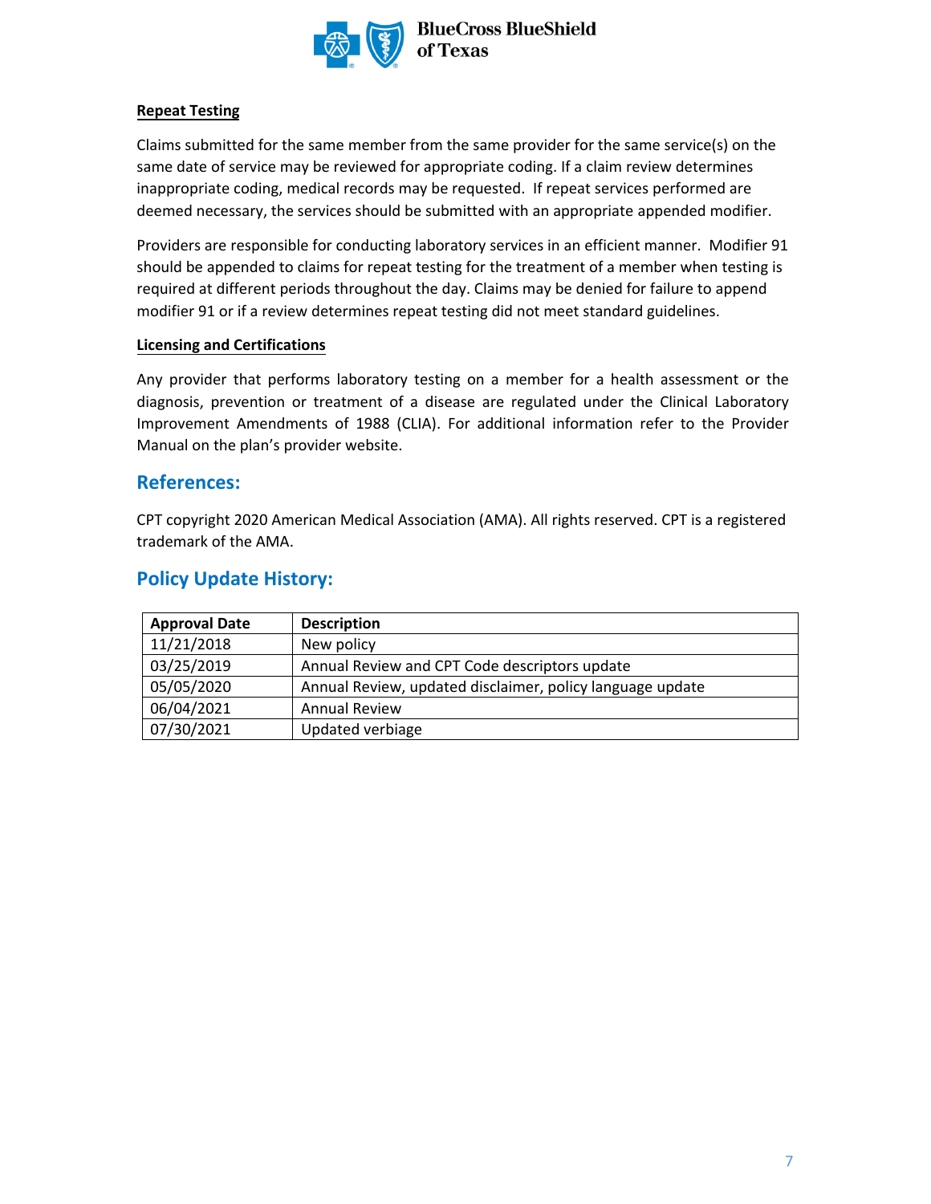**Repeat Testing**

Claims submitted for the same member from the same provider for the same service(s) on the same date of service may be reviewed for appropriate coding. If a claim review determines inappropriate coding, medical records may be requested. If repeat services performed are deemed necessary, the services should be submitted with an appropriate appended modifier.

Providers are responsible for conducting laboratory services in an efficient manner. Modifier 91 should be appended to claims for repeat testing for the treatment of a member when testing is required at different periods throughout the day. Claims may be denied for failure to append modifier 91 or if a review determines repeat testing did not meet standard guidelines.

**Licensing and Certifications**

Any provider that performs laboratory testing on a member for a health assessment or the diagnosis, prevention or treatment of a disease are regulated under the Clinical Laboratory Improvement Amendments of 1988 (CLIA). For additional information refer to the Provider Manual on the plan's provider website.

## References:

CPT copyright 2020 American Medical Association (AMA). All rights reserved. CPT is a registered trademark of the AMA.

## Policy Update History:

| Approval Date | Description |
|---|---|
| 11/21/2018 | New policy |
| 03/25/2019 | Annual Review and CPT Code descriptors update |
| 05/05/2020 | Annual Review, updated disclaimer, policy language update |
| 06/04/2021 | Annual Review |
| 07/30/2021 | Updated verbiage |